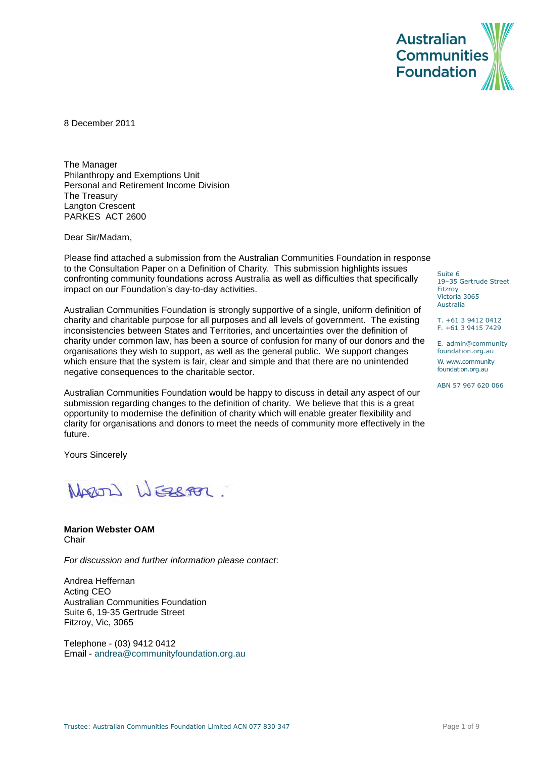Australian Communities Foundation

8 December 2011

The Manager
Philanthropy and Exemptions Unit
Personal and Retirement Income Division
The Treasury
Langton Crescent
PARKES ACT 2600

Suite 6
19–35 Gertrude Street
Fitzroy
Victoria 3065
Australia

T. +61 3 9412 0412
F. +61 3 9415 7429

E. admin@communityfoundation.org.au
W. www.communityfoundation.org.au

ABN 57 967 620 066

Dear Sir/Madam,

Please find attached a submission from the Australian Communities Foundation in response to the Consultation Paper on a Definition of Charity. This submission highlights issues confronting community foundations across Australia as well as difficulties that specifically impact on our Foundation's day-to-day activities.

Australian Communities Foundation is strongly supportive of a single, uniform definition of charity and charitable purpose for all purposes and all levels of government. The existing inconsistencies between States and Territories, and uncertainties over the definition of charity under common law, has been a source of confusion for many of our donors and the organisations they wish to support, as well as the general public. We support changes which ensure that the system is fair, clear and simple and that there are no unintended negative consequences to the charitable sector.

Australian Communities Foundation would be happy to discuss in detail any aspect of our submission regarding changes to the definition of charity. We believe that this is a great opportunity to modernise the definition of charity which will enable greater flexibility and clarity for organisations and donors to meet the needs of community more effectively in the future.

Yours Sincerely

Marion Webster

**Marion Webster OAM**
Chair

*For discussion and further information please contact*:

Andrea Heffernan
Acting CEO
Australian Communities Foundation
Suite 6, 19-35 Gertrude Street
Fitzroy, Vic, 3065

Telephone - (03) 9412 0412
Email - andrea@communityfoundation.org.au

Trustee: Australian Communities Foundation Limited ACN 077 830 347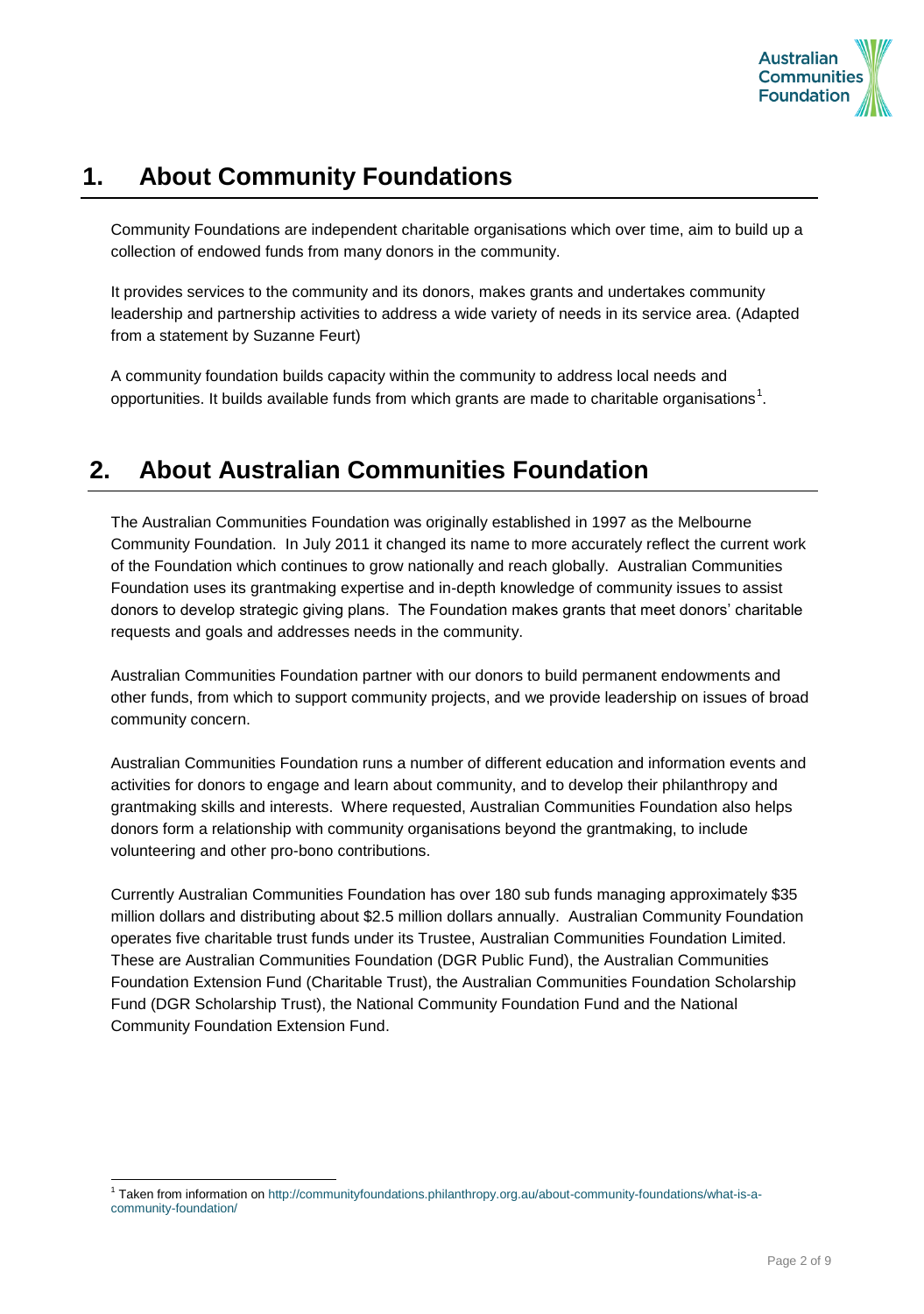# 1. About Community Foundations

Community Foundations are independent charitable organisations which over time, aim to build up a collection of endowed funds from many donors in the community.

It provides services to the community and its donors, makes grants and undertakes community leadership and partnership activities to address a wide variety of needs in its service area. (Adapted from a statement by Suzanne Feurt)

A community foundation builds capacity within the community to address local needs and opportunities. It builds available funds from which grants are made to charitable organisations[1].

# 2. About Australian Communities Foundation

The Australian Communities Foundation was originally established in 1997 as the Melbourne Community Foundation. In July 2011 it changed its name to more accurately reflect the current work of the Foundation which continues to grow nationally and reach globally. Australian Communities Foundation uses its grantmaking expertise and in-depth knowledge of community issues to assist donors to develop strategic giving plans. The Foundation makes grants that meet donors' charitable requests and goals and addresses needs in the community.

Australian Communities Foundation partner with our donors to build permanent endowments and other funds, from which to support community projects, and we provide leadership on issues of broad community concern.

Australian Communities Foundation runs a number of different education and information events and activities for donors to engage and learn about community, and to develop their philanthropy and grantmaking skills and interests. Where requested, Australian Communities Foundation also helps donors form a relationship with community organisations beyond the grantmaking, to include volunteering and other pro-bono contributions.

Currently Australian Communities Foundation has over 180 sub funds managing approximately $35 million dollars and distributing about $2.5 million dollars annually. Australian Community Foundation operates five charitable trust funds under its Trustee, Australian Communities Foundation Limited. These are Australian Communities Foundation (DGR Public Fund), the Australian Communities Foundation Extension Fund (Charitable Trust), the Australian Communities Foundation Scholarship Fund (DGR Scholarship Trust), the National Community Foundation Fund and the National Community Foundation Extension Fund.

---

[1] Taken from information on http://communityfoundations.philanthropy.org.au/about-community-foundations/what-is-a-community-foundation/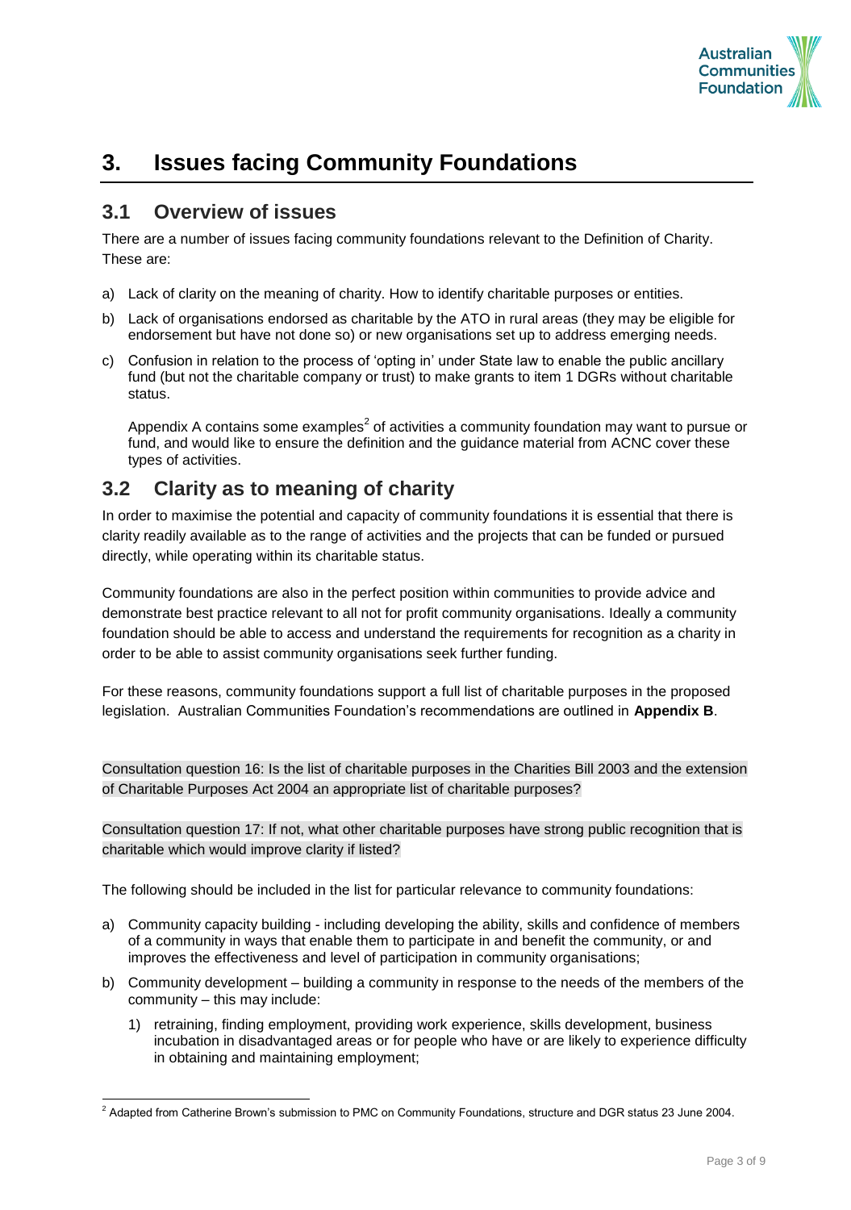# 3. Issues facing Community Foundations

## 3.1 Overview of issues

There are a number of issues facing community foundations relevant to the Definition of Charity. These are:

a) Lack of clarity on the meaning of charity. How to identify charitable purposes or entities.

b) Lack of organisations endorsed as charitable by the ATO in rural areas (they may be eligible for endorsement but have not done so) or new organisations set up to address emerging needs.

c) Confusion in relation to the process of 'opting in' under State law to enable the public ancillary fund (but not the charitable company or trust) to make grants to item 1 DGRs without charitable status.

Appendix A contains some examples[2] of activities a community foundation may want to pursue or fund, and would like to ensure the definition and the guidance material from ACNC cover these types of activities.

## 3.2 Clarity as to meaning of charity

In order to maximise the potential and capacity of community foundations it is essential that there is clarity readily available as to the range of activities and the projects that can be funded or pursued directly, while operating within its charitable status.

Community foundations are also in the perfect position within communities to provide advice and demonstrate best practice relevant to all not for profit community organisations. Ideally a community foundation should be able to access and understand the requirements for recognition as a charity in order to be able to assist community organisations seek further funding.

For these reasons, community foundations support a full list of charitable purposes in the proposed legislation. Australian Communities Foundation's recommendations are outlined in **Appendix B**.

Consultation question 16: Is the list of charitable purposes in the Charities Bill 2003 and the extension of Charitable Purposes Act 2004 an appropriate list of charitable purposes?

Consultation question 17: If not, what other charitable purposes have strong public recognition that is charitable which would improve clarity if listed?

The following should be included in the list for particular relevance to community foundations:

a) Community capacity building - including developing the ability, skills and confidence of members of a community in ways that enable them to participate in and benefit the community, or and improves the effectiveness and level of participation in community organisations;

b) Community development – building a community in response to the needs of the members of the community – this may include:

   1) retraining, finding employment, providing work experience, skills development, business incubation in disadvantaged areas or for people who have or are likely to experience difficulty in obtaining and maintaining employment;

[2] Adapted from Catherine Brown's submission to PMC on Community Foundations, structure and DGR status 23 June 2004.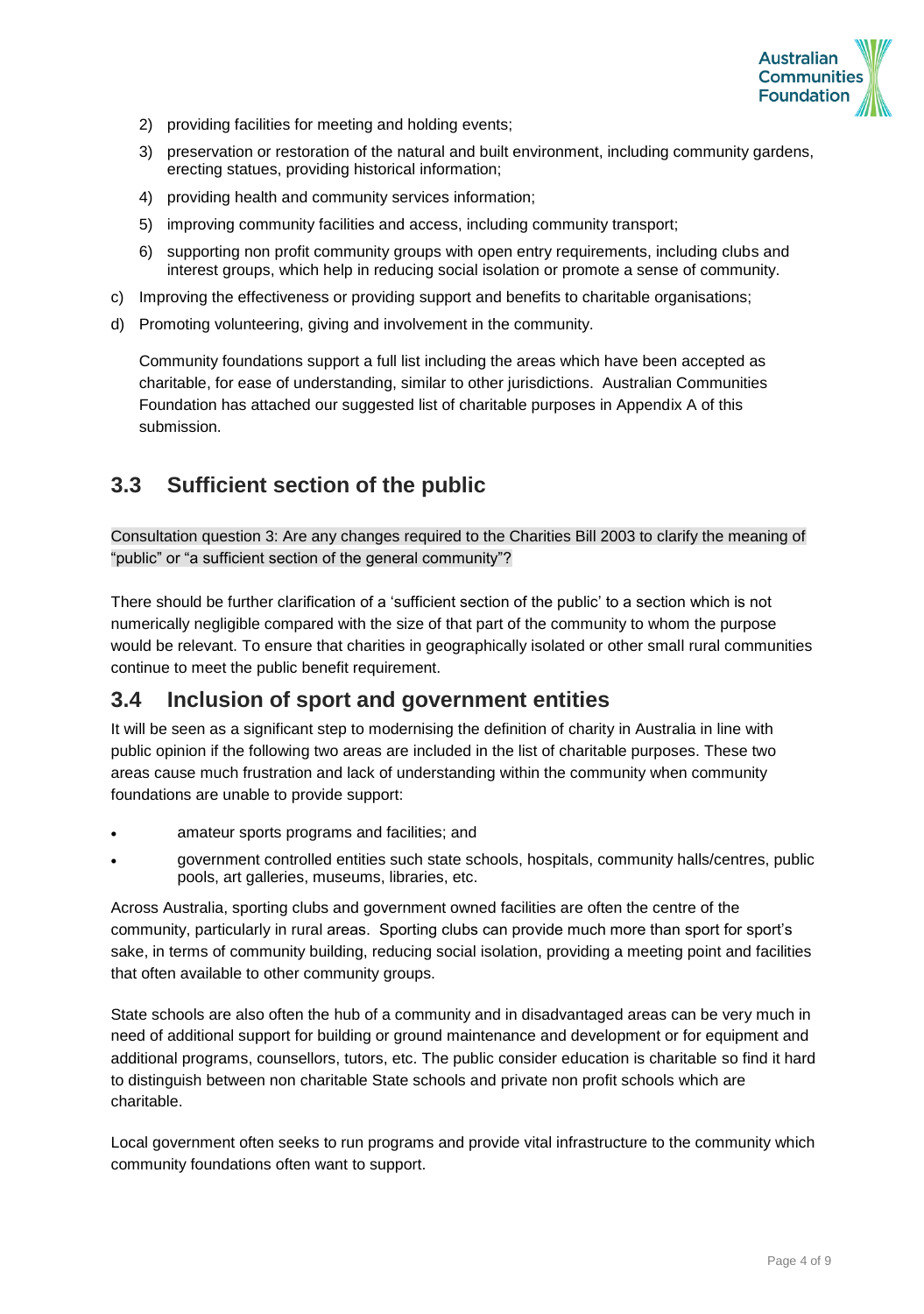2) providing facilities for meeting and holding events;
3) preservation or restoration of the natural and built environment, including community gardens, erecting statues, providing historical information;
4) providing health and community services information;
5) improving community facilities and access, including community transport;
6) supporting non profit community groups with open entry requirements, including clubs and interest groups, which help in reducing social isolation or promote a sense of community.

c) Improving the effectiveness or providing support and benefits to charitable organisations;

d) Promoting volunteering, giving and involvement in the community.

Community foundations support a full list including the areas which have been accepted as charitable, for ease of understanding, similar to other jurisdictions. Australian Communities Foundation has attached our suggested list of charitable purposes in Appendix A of this submission.

## 3.3 Sufficient section of the public

Consultation question 3: Are any changes required to the Charities Bill 2003 to clarify the meaning of "public" or "a sufficient section of the general community"?

There should be further clarification of a 'sufficient section of the public' to a section which is not numerically negligible compared with the size of that part of the community to whom the purpose would be relevant. To ensure that charities in geographically isolated or other small rural communities continue to meet the public benefit requirement.

## 3.4 Inclusion of sport and government entities

It will be seen as a significant step to modernising the definition of charity in Australia in line with public opinion if the following two areas are included in the list of charitable purposes. These two areas cause much frustration and lack of understanding within the community when community foundations are unable to provide support:

- amateur sports programs and facilities; and
- government controlled entities such state schools, hospitals, community halls/centres, public pools, art galleries, museums, libraries, etc.

Across Australia, sporting clubs and government owned facilities are often the centre of the community, particularly in rural areas. Sporting clubs can provide much more than sport for sport's sake, in terms of community building, reducing social isolation, providing a meeting point and facilities that often available to other community groups.

State schools are also often the hub of a community and in disadvantaged areas can be very much in need of additional support for building or ground maintenance and development or for equipment and additional programs, counsellors, tutors, etc. The public consider education is charitable so find it hard to distinguish between non charitable State schools and private non profit schools which are charitable.

Local government often seeks to run programs and provide vital infrastructure to the community which community foundations often want to support.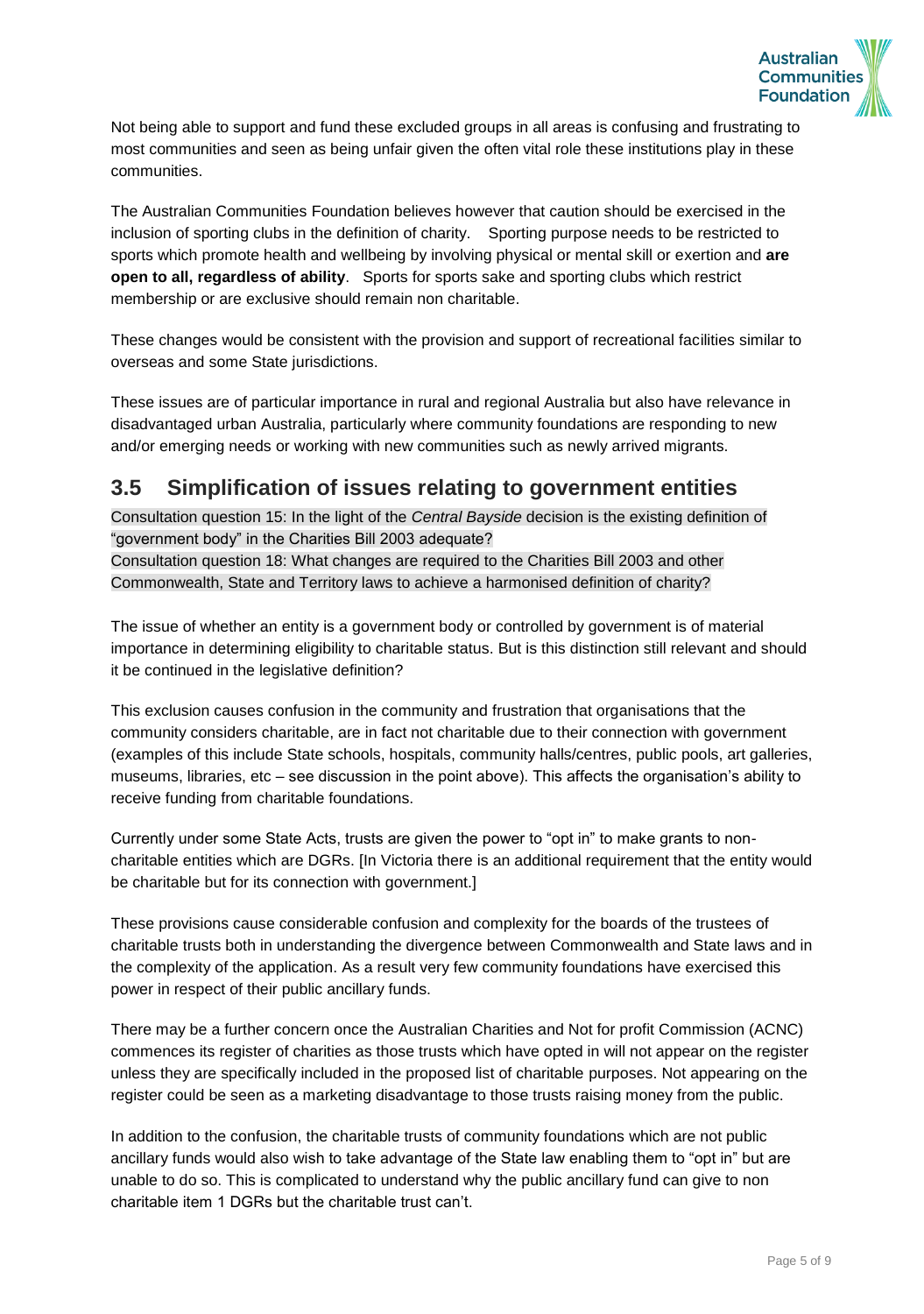Not being able to support and fund these excluded groups in all areas is confusing and frustrating to most communities and seen as being unfair given the often vital role these institutions play in these communities.

The Australian Communities Foundation believes however that caution should be exercised in the inclusion of sporting clubs in the definition of charity. Sporting purpose needs to be restricted to sports which promote health and wellbeing by involving physical or mental skill or exertion and **are open to all, regardless of ability**. Sports for sports sake and sporting clubs which restrict membership or are exclusive should remain non charitable.

These changes would be consistent with the provision and support of recreational facilities similar to overseas and some State jurisdictions.

These issues are of particular importance in rural and regional Australia but also have relevance in disadvantaged urban Australia, particularly where community foundations are responding to new and/or emerging needs or working with new communities such as newly arrived migrants.

## 3.5 Simplification of issues relating to government entities

Consultation question 15: In the light of the *Central Bayside* decision is the existing definition of "government body" in the Charities Bill 2003 adequate?
Consultation question 18: What changes are required to the Charities Bill 2003 and other Commonwealth, State and Territory laws to achieve a harmonised definition of charity?

The issue of whether an entity is a government body or controlled by government is of material importance in determining eligibility to charitable status. But is this distinction still relevant and should it be continued in the legislative definition?

This exclusion causes confusion in the community and frustration that organisations that the community considers charitable, are in fact not charitable due to their connection with government (examples of this include State schools, hospitals, community halls/centres, public pools, art galleries, museums, libraries, etc – see discussion in the point above). This affects the organisation's ability to receive funding from charitable foundations.

Currently under some State Acts, trusts are given the power to "opt in" to make grants to non-charitable entities which are DGRs. [In Victoria there is an additional requirement that the entity would be charitable but for its connection with government.]

These provisions cause considerable confusion and complexity for the boards of the trustees of charitable trusts both in understanding the divergence between Commonwealth and State laws and in the complexity of the application. As a result very few community foundations have exercised this power in respect of their public ancillary funds.

There may be a further concern once the Australian Charities and Not for profit Commission (ACNC) commences its register of charities as those trusts which have opted in will not appear on the register unless they are specifically included in the proposed list of charitable purposes. Not appearing on the register could be seen as a marketing disadvantage to those trusts raising money from the public.

In addition to the confusion, the charitable trusts of community foundations which are not public ancillary funds would also wish to take advantage of the State law enabling them to "opt in" but are unable to do so. This is complicated to understand why the public ancillary fund can give to non charitable item 1 DGRs but the charitable trust can't.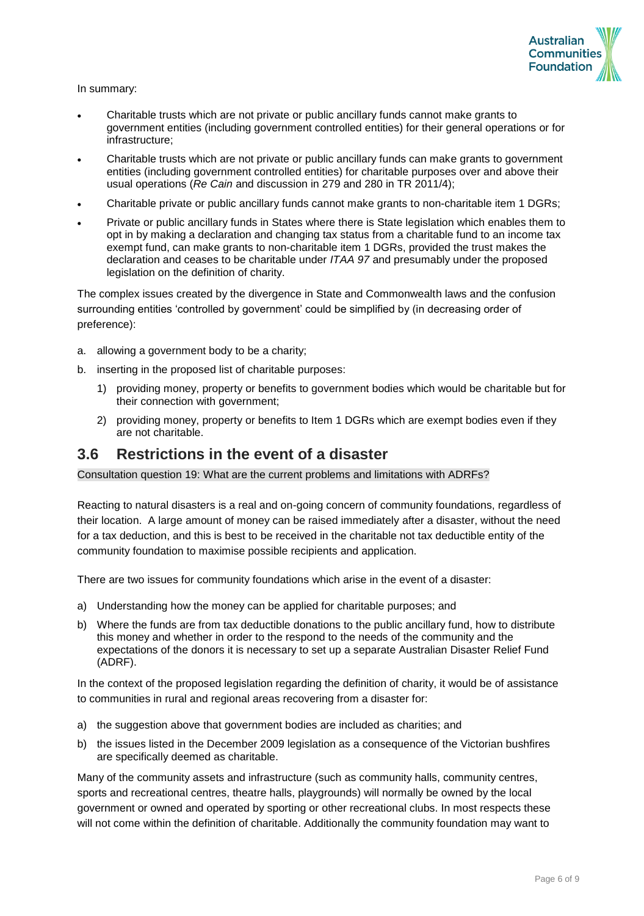In summary:

- Charitable trusts which are not private or public ancillary funds cannot make grants to government entities (including government controlled entities) for their general operations or for infrastructure;
- Charitable trusts which are not private or public ancillary funds can make grants to government entities (including government controlled entities) for charitable purposes over and above their usual operations (*Re Cain* and discussion in 279 and 280 in TR 2011/4);
- Charitable private or public ancillary funds cannot make grants to non-charitable item 1 DGRs;
- Private or public ancillary funds in States where there is State legislation which enables them to opt in by making a declaration and changing tax status from a charitable fund to an income tax exempt fund, can make grants to non-charitable item 1 DGRs, provided the trust makes the declaration and ceases to be charitable under *ITAA 97* and presumably under the proposed legislation on the definition of charity.

The complex issues created by the divergence in State and Commonwealth laws and the confusion surrounding entities 'controlled by government' could be simplified by (in decreasing order of preference):

a. allowing a government body to be a charity;
b. inserting in the proposed list of charitable purposes:
   1) providing money, property or benefits to government bodies which would be charitable but for their connection with government;
   2) providing money, property or benefits to Item 1 DGRs which are exempt bodies even if they are not charitable.

## 3.6 Restrictions in the event of a disaster

Consultation question 19: What are the current problems and limitations with ADRFs?

Reacting to natural disasters is a real and on-going concern of community foundations, regardless of their location. A large amount of money can be raised immediately after a disaster, without the need for a tax deduction, and this is best to be received in the charitable not tax deductible entity of the community foundation to maximise possible recipients and application.

There are two issues for community foundations which arise in the event of a disaster:

a) Understanding how the money can be applied for charitable purposes; and
b) Where the funds are from tax deductible donations to the public ancillary fund, how to distribute this money and whether in order to the respond to the needs of the community and the expectations of the donors it is necessary to set up a separate Australian Disaster Relief Fund (ADRF).

In the context of the proposed legislation regarding the definition of charity, it would be of assistance to communities in rural and regional areas recovering from a disaster for:

a) the suggestion above that government bodies are included as charities; and
b) the issues listed in the December 2009 legislation as a consequence of the Victorian bushfires are specifically deemed as charitable.

Many of the community assets and infrastructure (such as community halls, community centres, sports and recreational centres, theatre halls, playgrounds) will normally be owned by the local government or owned and operated by sporting or other recreational clubs. In most respects these will not come within the definition of charitable. Additionally the community foundation may want to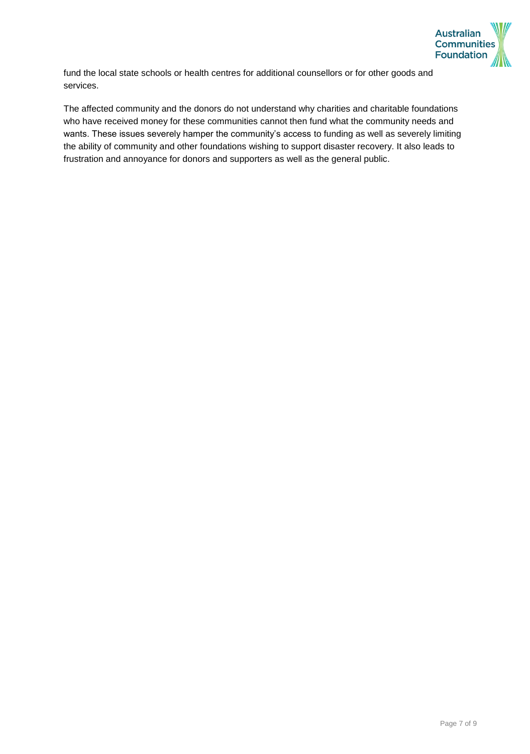fund the local state schools or health centres for additional counsellors or for other goods and services.

The affected community and the donors do not understand why charities and charitable foundations who have received money for these communities cannot then fund what the community needs and wants. These issues severely hamper the community's access to funding as well as severely limiting the ability of community and other foundations wishing to support disaster recovery. It also leads to frustration and annoyance for donors and supporters as well as the general public.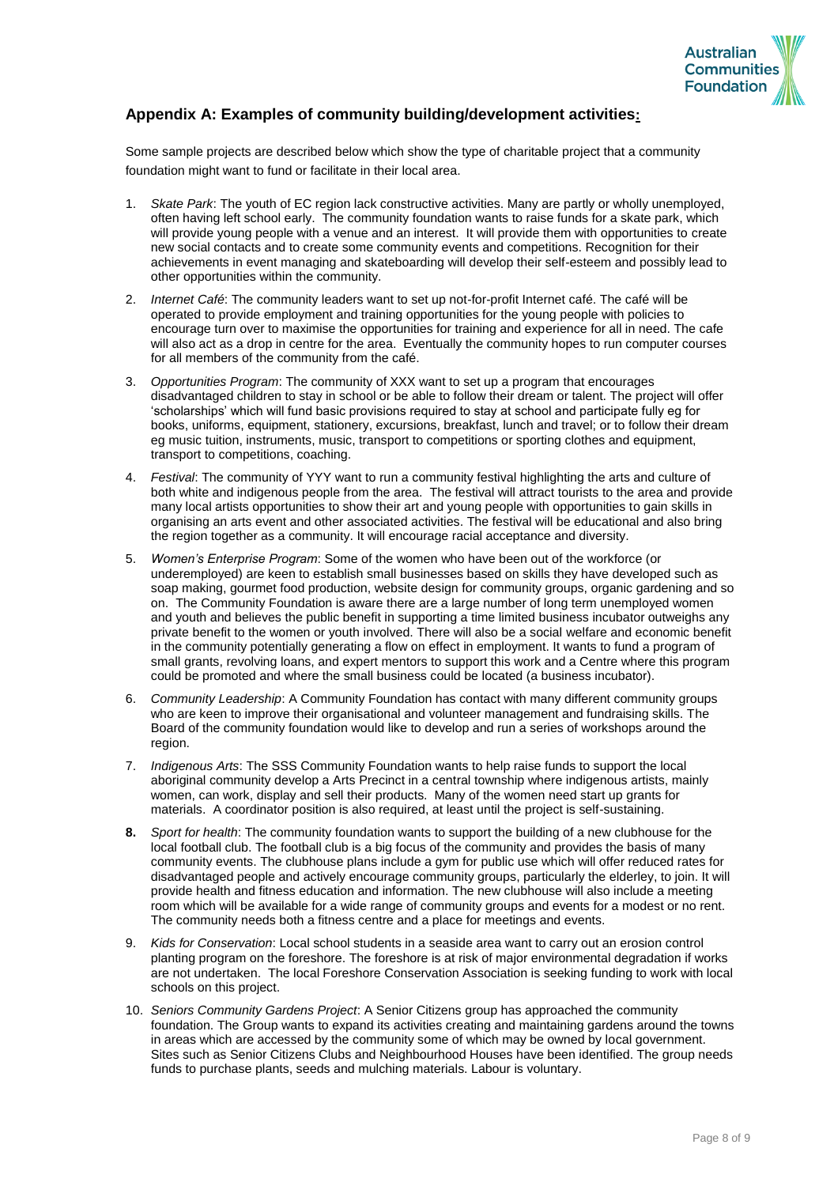## Appendix A: Examples of community building/development activities:

Some sample projects are described below which show the type of charitable project that a community foundation might want to fund or facilitate in their local area.

1. *Skate Park*: The youth of EC region lack constructive activities. Many are partly or wholly unemployed, often having left school early. The community foundation wants to raise funds for a skate park, which will provide young people with a venue and an interest. It will provide them with opportunities to create new social contacts and to create some community events and competitions. Recognition for their achievements in event managing and skateboarding will develop their self-esteem and possibly lead to other opportunities within the community.

2. *Internet Café*: The community leaders want to set up not-for-profit Internet café. The café will be operated to provide employment and training opportunities for the young people with policies to encourage turn over to maximise the opportunities for training and experience for all in need. The cafe will also act as a drop in centre for the area. Eventually the community hopes to run computer courses for all members of the community from the café.

3. *Opportunities Program*: The community of XXX want to set up a program that encourages disadvantaged children to stay in school or be able to follow their dream or talent. The project will offer 'scholarships' which will fund basic provisions required to stay at school and participate fully eg for books, uniforms, equipment, stationery, excursions, breakfast, lunch and travel; or to follow their dream eg music tuition, instruments, music, transport to competitions or sporting clothes and equipment, transport to competitions, coaching.

4. *Festival*: The community of YYY want to run a community festival highlighting the arts and culture of both white and indigenous people from the area. The festival will attract tourists to the area and provide many local artists opportunities to show their art and young people with opportunities to gain skills in organising an arts event and other associated activities. The festival will be educational and also bring the region together as a community. It will encourage racial acceptance and diversity.

5. *Women's Enterprise Program*: Some of the women who have been out of the workforce (or underemployed) are keen to establish small businesses based on skills they have developed such as soap making, gourmet food production, website design for community groups, organic gardening and so on. The Community Foundation is aware there are a large number of long term unemployed women and youth and believes the public benefit in supporting a time limited business incubator outweighs any private benefit to the women or youth involved. There will also be a social welfare and economic benefit in the community potentially generating a flow on effect in employment. It wants to fund a program of small grants, revolving loans, and expert mentors to support this work and a Centre where this program could be promoted and where the small business could be located (a business incubator).

6. *Community Leadership*: A Community Foundation has contact with many different community groups who are keen to improve their organisational and volunteer management and fundraising skills. The Board of the community foundation would like to develop and run a series of workshops around the region.

7. *Indigenous Arts*: The SSS Community Foundation wants to help raise funds to support the local aboriginal community develop a Arts Precinct in a central township where indigenous artists, mainly women, can work, display and sell their products. Many of the women need start up grants for materials. A coordinator position is also required, at least until the project is self-sustaining.

8. *Sport for health*: The community foundation wants to support the building of a new clubhouse for the local football club. The football club is a big focus of the community and provides the basis of many community events. The clubhouse plans include a gym for public use which will offer reduced rates for disadvantaged people and actively encourage community groups, particularly the elderley, to join. It will provide health and fitness education and information. The new clubhouse will also include a meeting room which will be available for a wide range of community groups and events for a modest or no rent. The community needs both a fitness centre and a place for meetings and events.

9. *Kids for Conservation*: Local school students in a seaside area want to carry out an erosion control planting program on the foreshore. The foreshore is at risk of major environmental degradation if works are not undertaken. The local Foreshore Conservation Association is seeking funding to work with local schools on this project.

10. *Seniors Community Gardens Project*: A Senior Citizens group has approached the community foundation. The Group wants to expand its activities creating and maintaining gardens around the towns in areas which are accessed by the community some of which may be owned by local government. Sites such as Senior Citizens Clubs and Neighbourhood Houses have been identified. The group needs funds to purchase plants, seeds and mulching materials. Labour is voluntary.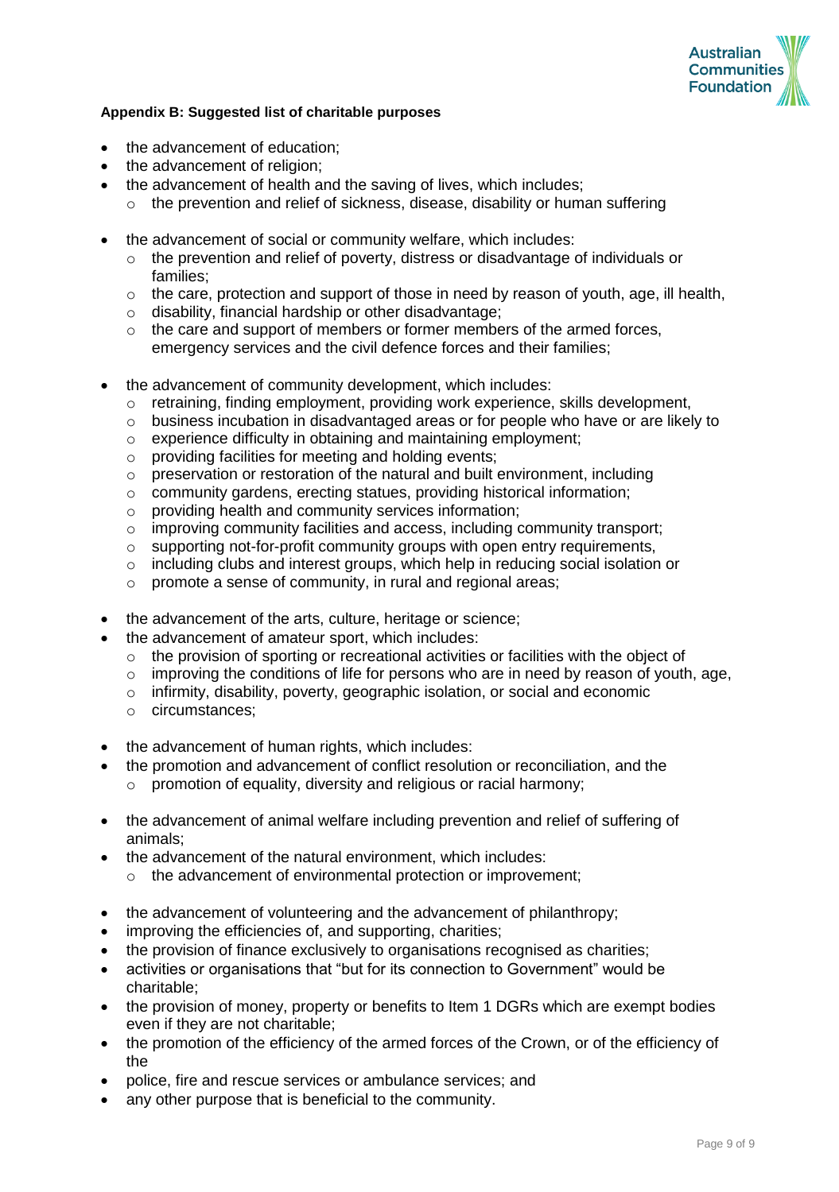**Appendix B: Suggested list of charitable purposes**

- the advancement of education;
- the advancement of religion;
- the advancement of health and the saving of lives, which includes;
  - the prevention and relief of sickness, disease, disability or human suffering
- the advancement of social or community welfare, which includes:
  - the prevention and relief of poverty, distress or disadvantage of individuals or families;
  - the care, protection and support of those in need by reason of youth, age, ill health,
  - disability, financial hardship or other disadvantage;
  - the care and support of members or former members of the armed forces, emergency services and the civil defence forces and their families;
- the advancement of community development, which includes:
  - retraining, finding employment, providing work experience, skills development,
  - business incubation in disadvantaged areas or for people who have or are likely to
  - experience difficulty in obtaining and maintaining employment;
  - providing facilities for meeting and holding events;
  - preservation or restoration of the natural and built environment, including
  - community gardens, erecting statues, providing historical information;
  - providing health and community services information;
  - improving community facilities and access, including community transport;
  - supporting not-for-profit community groups with open entry requirements,
  - including clubs and interest groups, which help in reducing social isolation or
  - promote a sense of community, in rural and regional areas;
- the advancement of the arts, culture, heritage or science;
- the advancement of amateur sport, which includes:
  - the provision of sporting or recreational activities or facilities with the object of
  - improving the conditions of life for persons who are in need by reason of youth, age,
  - infirmity, disability, poverty, geographic isolation, or social and economic
  - circumstances;
- the advancement of human rights, which includes:
- the promotion and advancement of conflict resolution or reconciliation, and the
  - promotion of equality, diversity and religious or racial harmony;
- the advancement of animal welfare including prevention and relief of suffering of animals;
- the advancement of the natural environment, which includes:
  - the advancement of environmental protection or improvement;
- the advancement of volunteering and the advancement of philanthropy;
- improving the efficiencies of, and supporting, charities;
- the provision of finance exclusively to organisations recognised as charities;
- activities or organisations that "but for its connection to Government" would be charitable;
- the provision of money, property or benefits to Item 1 DGRs which are exempt bodies even if they are not charitable;
- the promotion of the efficiency of the armed forces of the Crown, or of the efficiency of the
- police, fire and rescue services or ambulance services; and
- any other purpose that is beneficial to the community.